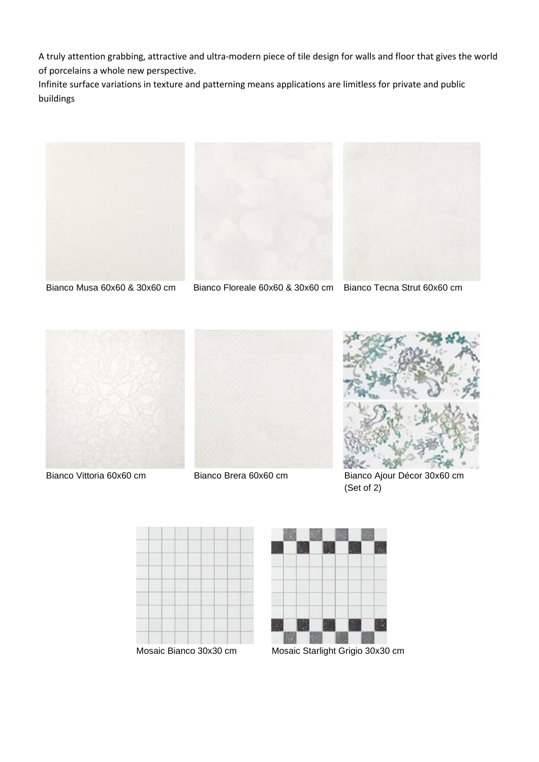A truly attention grabbing, attractive and ultra-modern piece of tile design for walls and floor that gives the world of porcelains a whole new perspective.
Infinite surface variations in texture and patterning means applications are limitless for private and public buildings

Bianco Musa 60x60 & 30x60 cm

Bianco Floreale 60x60 & 30x60 cm

Bianco Tecna Strut 60x60 cm

Bianco Vittoria 60x60 cm

Bianco Brera 60x60 cm

Bianco Ajour Décor 30x60 cm (Set of 2)

Mosaic Bianco 30x30 cm

Mosaic Starlight Grigio 30x30 cm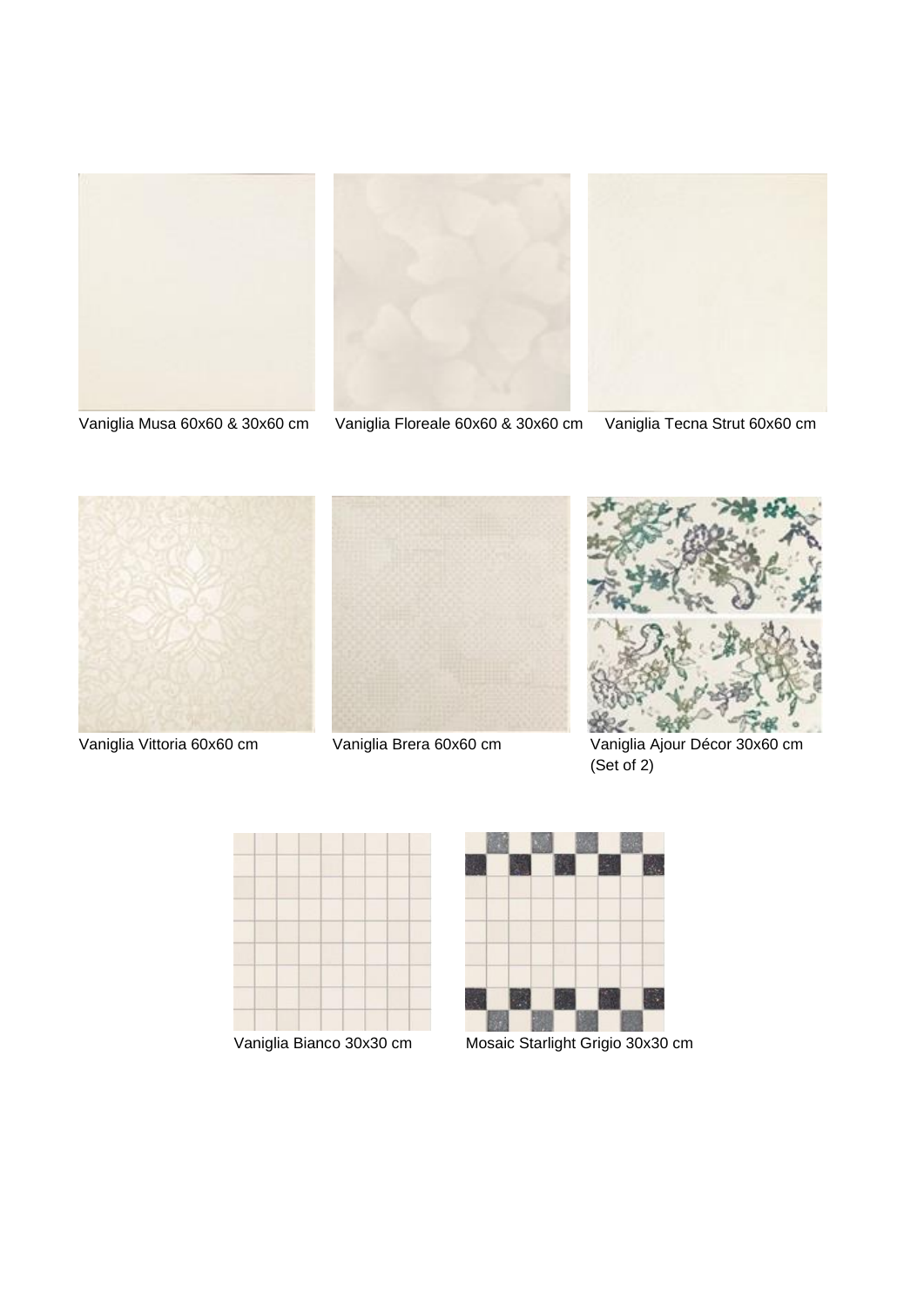Vaniglia Musa 60x60 & 30x60 cm

Vaniglia Floreale 60x60 & 30x60 cm

Vaniglia Tecna Strut 60x60 cm

Vaniglia Vittoria 60x60 cm

Vaniglia Brera 60x60 cm

Vaniglia Ajour Décor 30x60 cm (Set of 2)

Vaniglia Bianco 30x30 cm

Mosaic Starlight Grigio 30x30 cm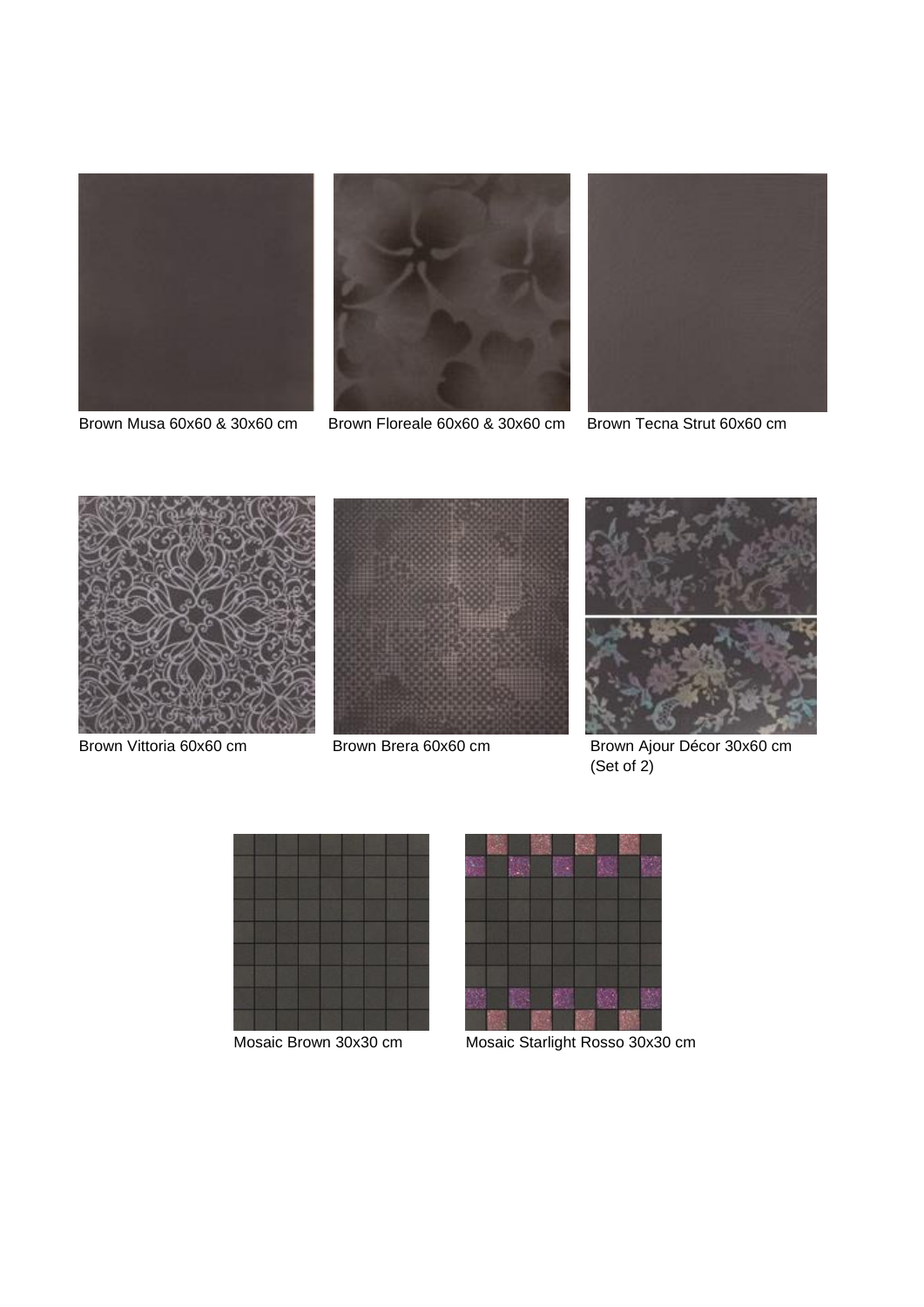Brown Musa 60x60 & 30x60 cm

Brown Floreale 60x60 & 30x60 cm

Brown Tecna Strut 60x60 cm

Brown Vittoria 60x60 cm

Brown Brera 60x60 cm

Brown Ajour Décor 30x60 cm (Set of 2)

Mosaic Brown 30x30 cm

Mosaic Starlight Rosso 30x30 cm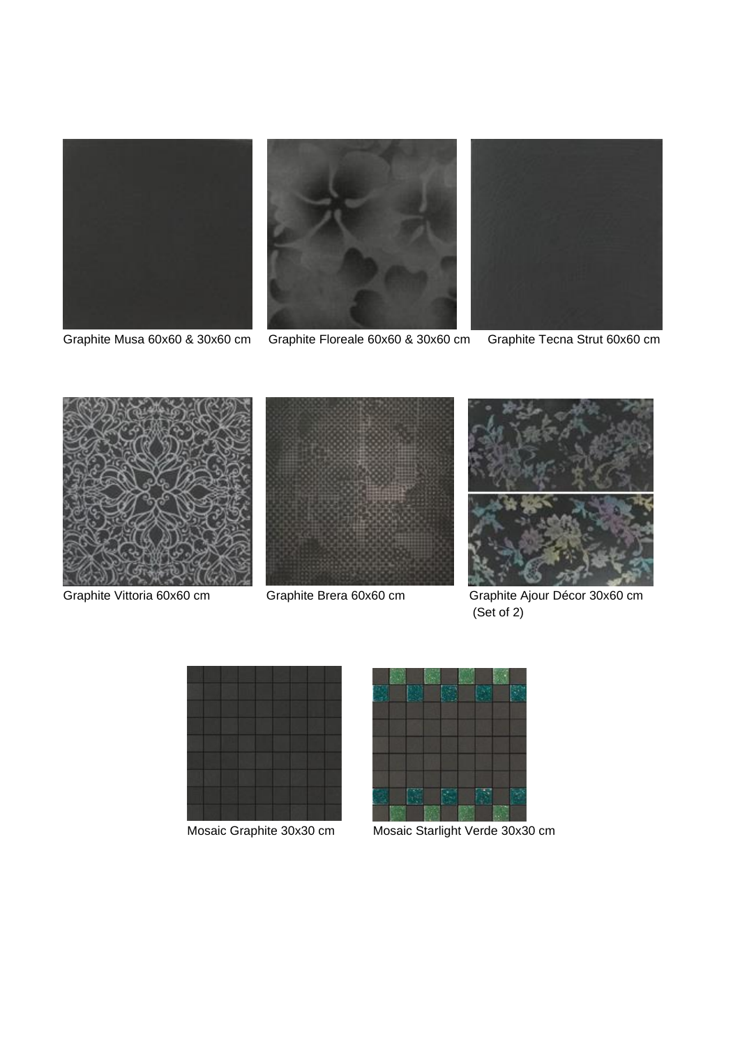Graphite Musa 60x60 & 30x60 cm

Graphite Floreale 60x60 & 30x60 cm

Graphite Tecna Strut 60x60 cm

Graphite Vittoria 60x60 cm

Graphite Brera 60x60 cm

Graphite Ajour Décor 30x60 cm (Set of 2)

Mosaic Graphite 30x30 cm

Mosaic Starlight Verde 30x30 cm